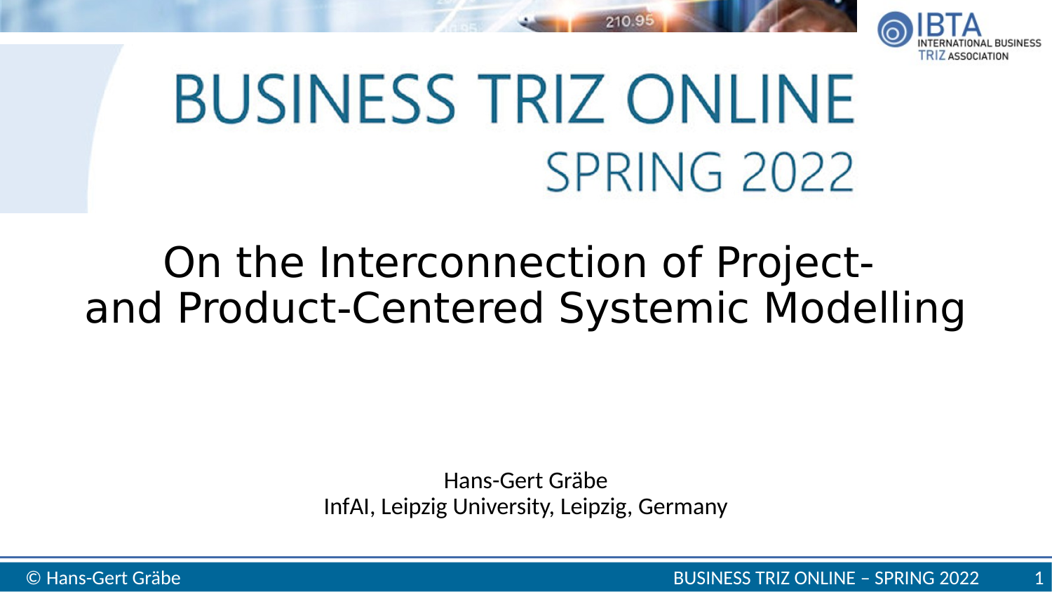# BUSINESS TRIZ ONLINE
## SPRING 2022

# On the Interconnection of Project- and Product-Centered Systemic Modelling

Hans-Gert Gräbe
InfAI, Leipzig University, Leipzig, Germany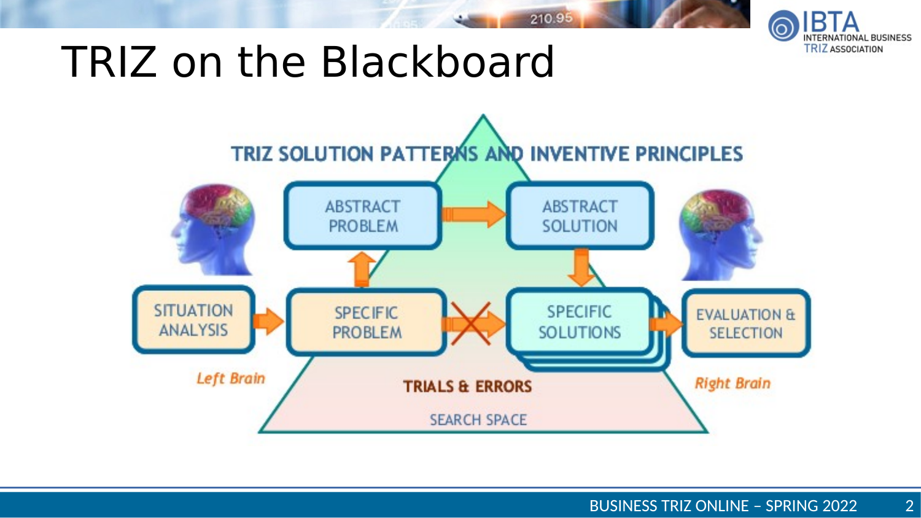# TRIZ on the Blackboard

TRIZ SOLUTION PATTERNS AND INVENTIVE PRINCIPLES

ABSTRACT PROBLEM → ABSTRACT SOLUTION

SITUATION ANALYSIS → SPECIFIC PROBLEM → SPECIFIC SOLUTIONS → EVALUATION & SELECTION

*Left Brain*

TRIALS & ERRORS

SEARCH SPACE

*Right Brain*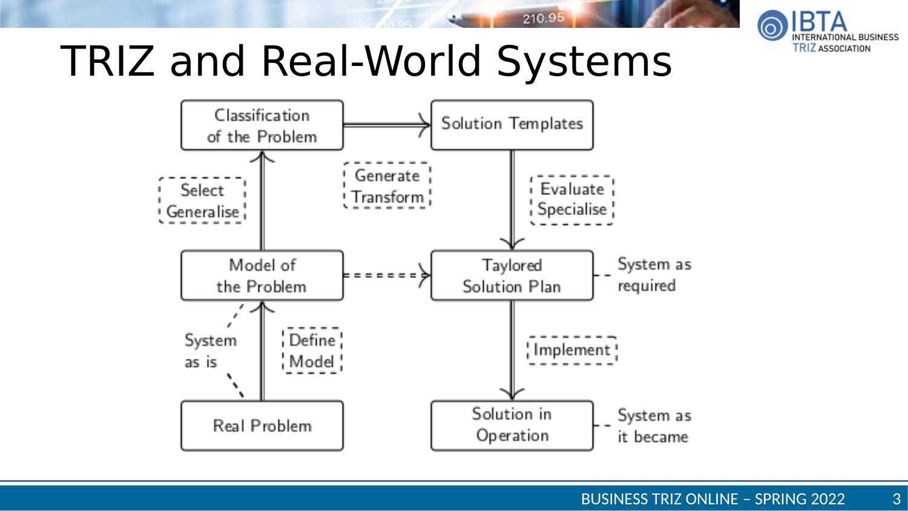# TRIZ and Real-World Systems

Classification of the Problem → Solution Templates

Select / Generalise

Generate / Transform

Evaluate / Specialise

Model of the Problem - - - → Taylored Solution Plan — System as required

System as is

Define Model

Implement

Real Problem

Solution in Operation — System as it became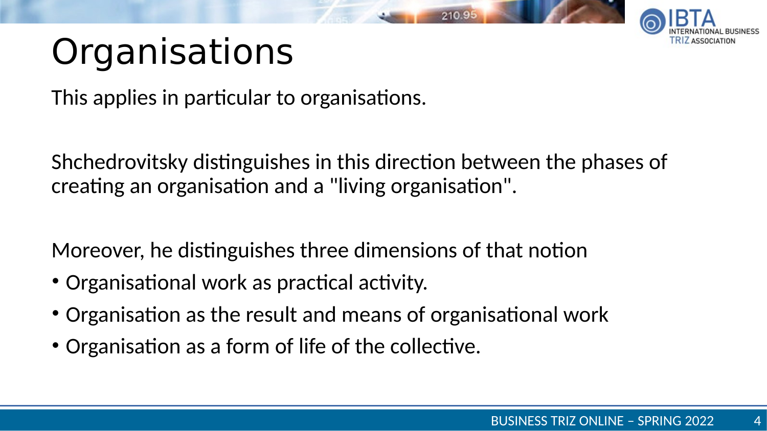# Organisations

This applies in particular to organisations.

Shchedrovitsky distinguishes in this direction between the phases of creating an organisation and a "living organisation".

Moreover, he distinguishes three dimensions of that notion

- Organisational work as practical activity.
- Organisation as the result and means of organisational work
- Organisation as a form of life of the collective.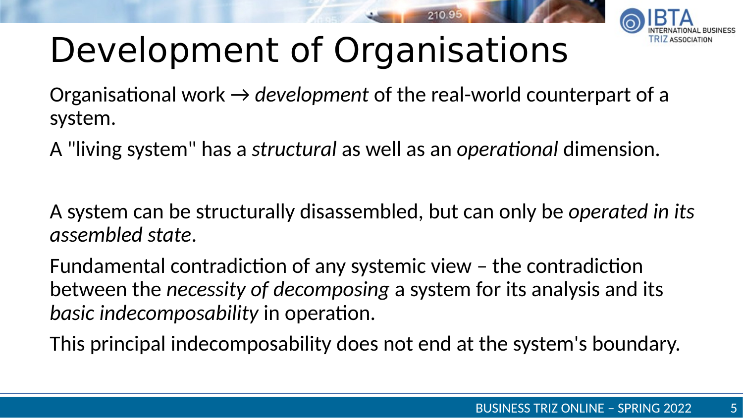# Development of Organisations

Organisational work → *development* of the real-world counterpart of a system.

A "living system" has a *structural* as well as an *operational* dimension.

A system can be structurally disassembled, but can only be *operated in its assembled state*.

Fundamental contradiction of any systemic view – the contradiction between the *necessity of decomposing* a system for its analysis and its *basic indecomposability* in operation.

This principal indecomposability does not end at the system's boundary.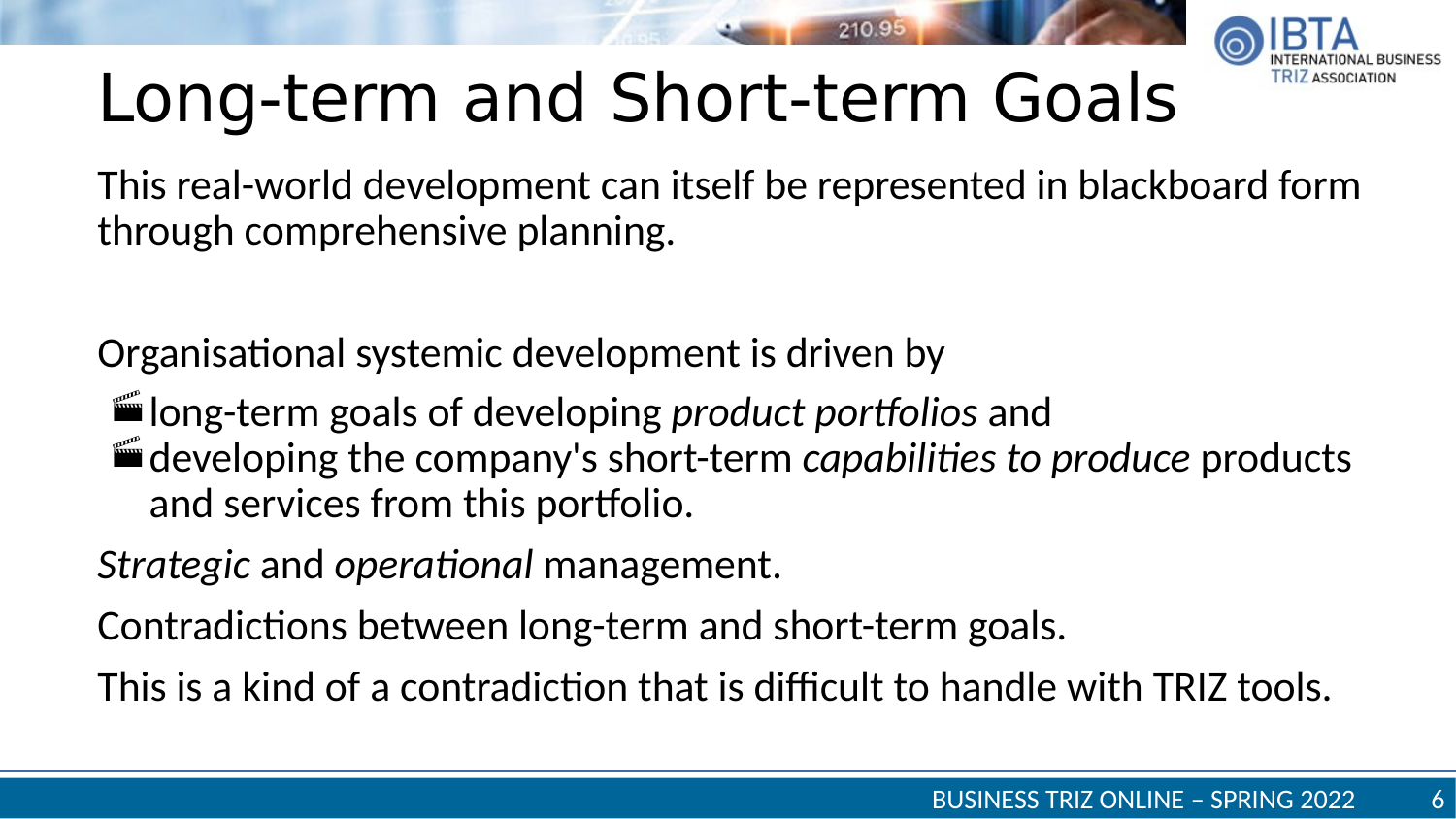# Long-term and Short-term Goals

This real-world development can itself be represented in blackboard form through comprehensive planning.

Organisational systemic development is driven by

- long-term goals of developing *product portfolios* and
- developing the company's short-term *capabilities to produce* products and services from this portfolio.

*Strategic* and *operational* management.

Contradictions between long-term and short-term goals.

This is a kind of a contradiction that is difficult to handle with TRIZ tools.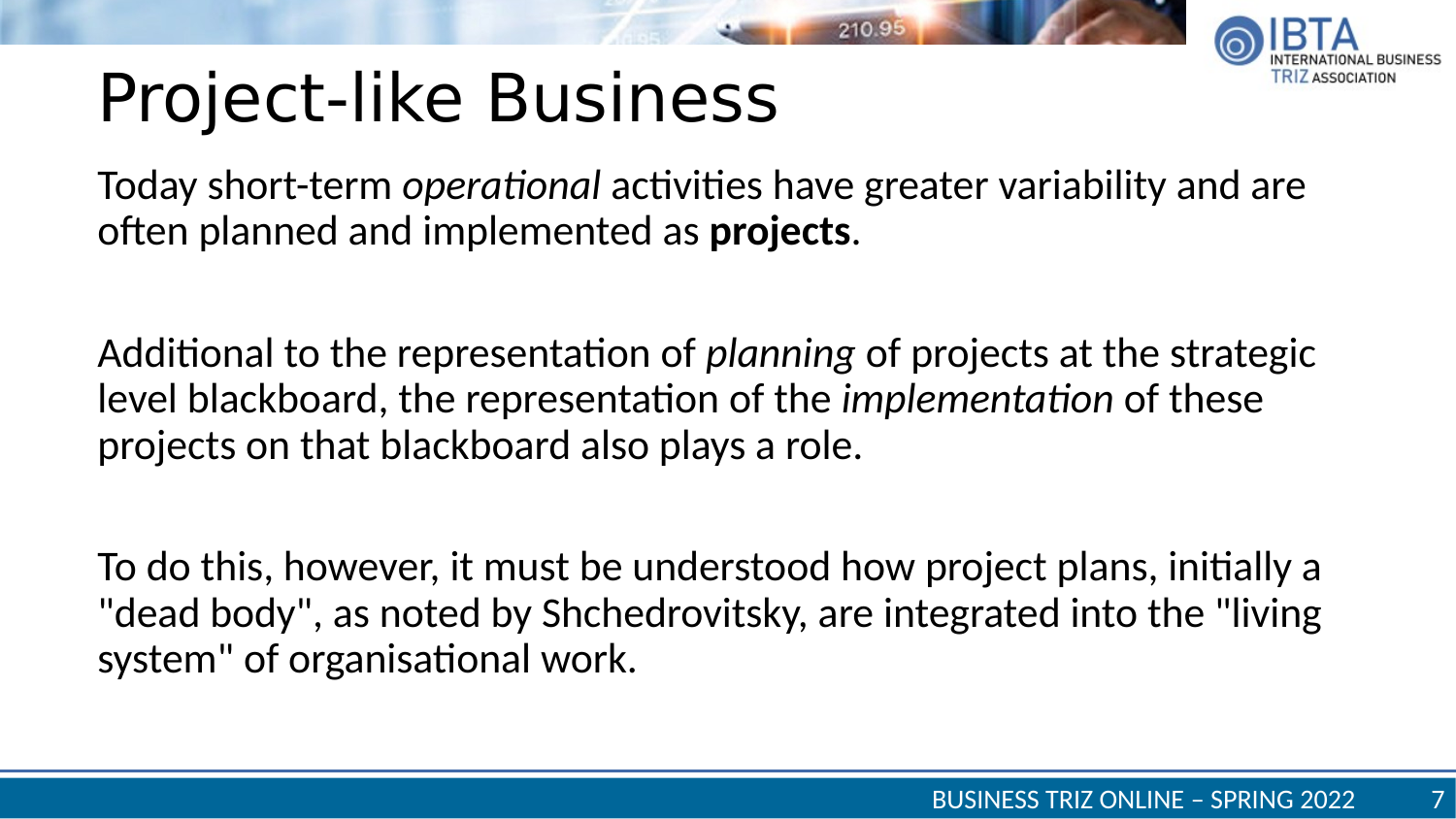# Project-like Business

Today short-term *operational* activities have greater variability and are often planned and implemented as **projects**.

Additional to the representation of *planning* of projects at the strategic level blackboard, the representation of the *implementation* of these projects on that blackboard also plays a role.

To do this, however, it must be understood how project plans, initially a "dead body", as noted by Shchedrovitsky, are integrated into the "living system" of organisational work.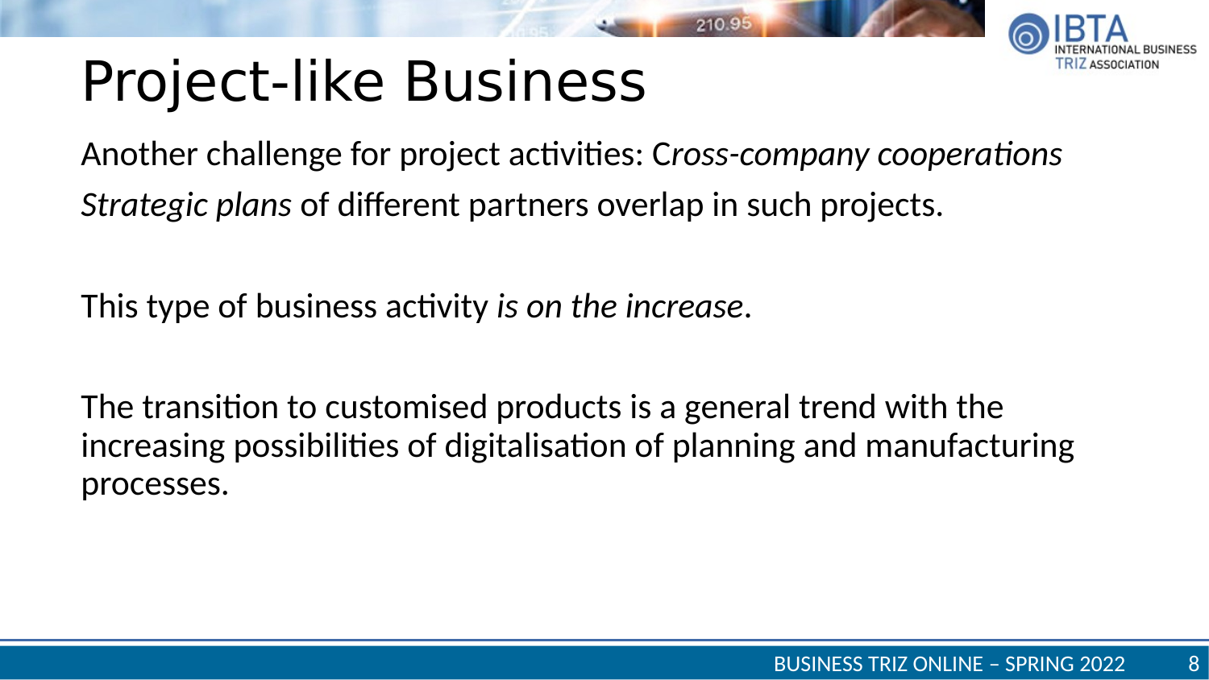# Project-like Business

Another challenge for project activities: C*ross-company cooperations*

*Strategic plans* of different partners overlap in such projects.

This type of business activity *is on the increase*.

The transition to customised products is a general trend with the increasing possibilities of digitalisation of planning and manufacturing processes.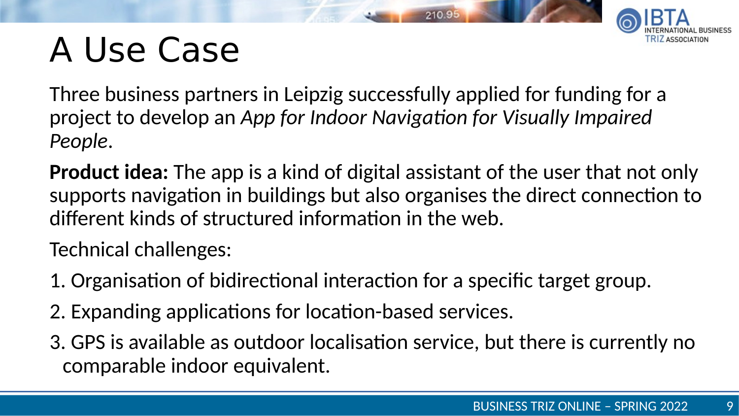# A Use Case

Three business partners in Leipzig successfully applied for funding for a project to develop an *App for Indoor Navigation for Visually Impaired People*.

**Product idea:** The app is a kind of digital assistant of the user that not only supports navigation in buildings but also organises the direct connection to different kinds of structured information in the web.

Technical challenges:

1. Organisation of bidirectional interaction for a specific target group.
2. Expanding applications for location-based services.
3. GPS is available as outdoor localisation service, but there is currently no comparable indoor equivalent.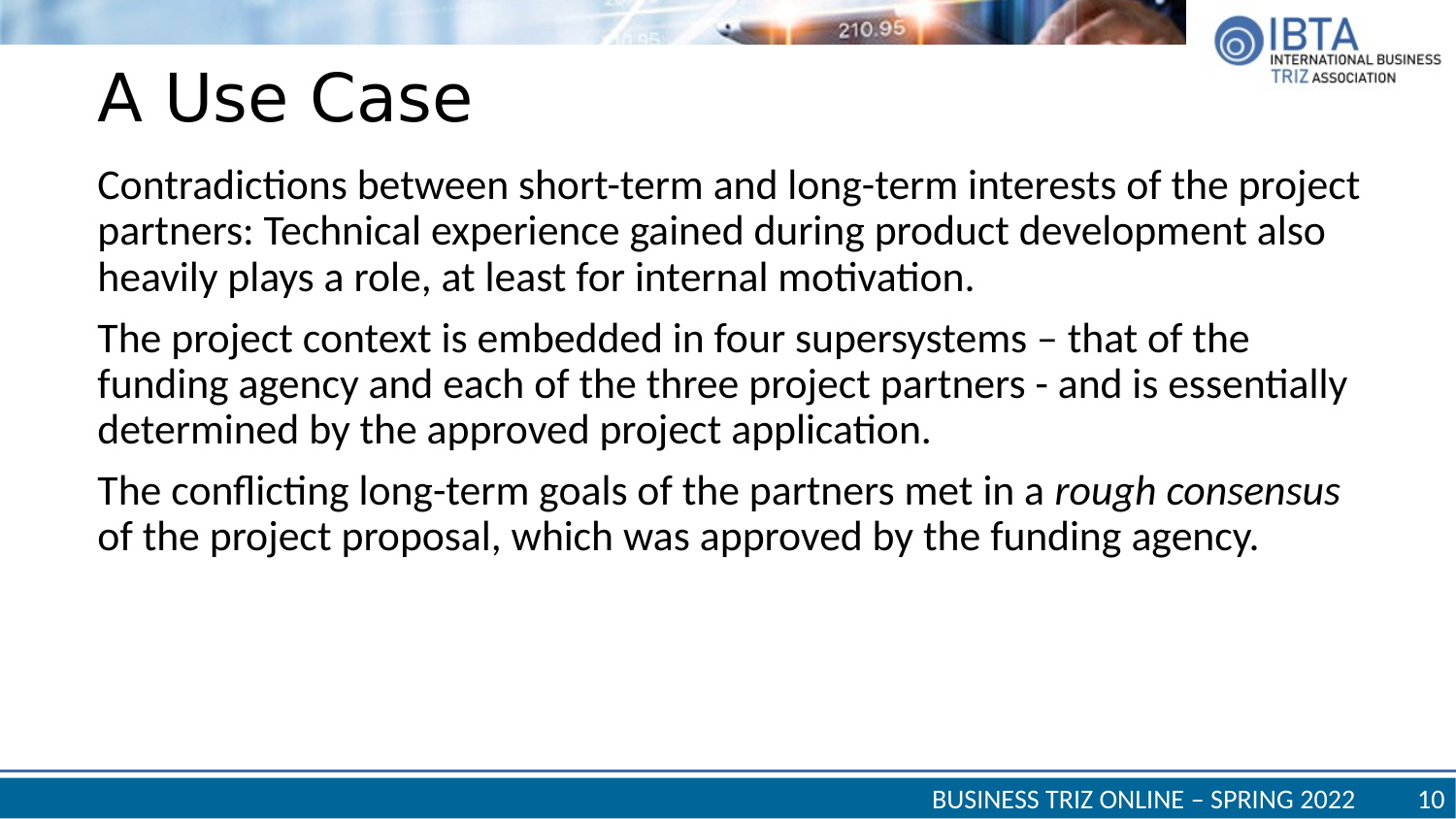# A Use Case

Contradictions between short-term and long-term interests of the project partners: Technical experience gained during product development also heavily plays a role, at least for internal motivation.

The project context is embedded in four supersystems – that of the funding agency and each of the three project partners - and is essentially determined by the approved project application.

The conflicting long-term goals of the partners met in a *rough consensus* of the project proposal, which was approved by the funding agency.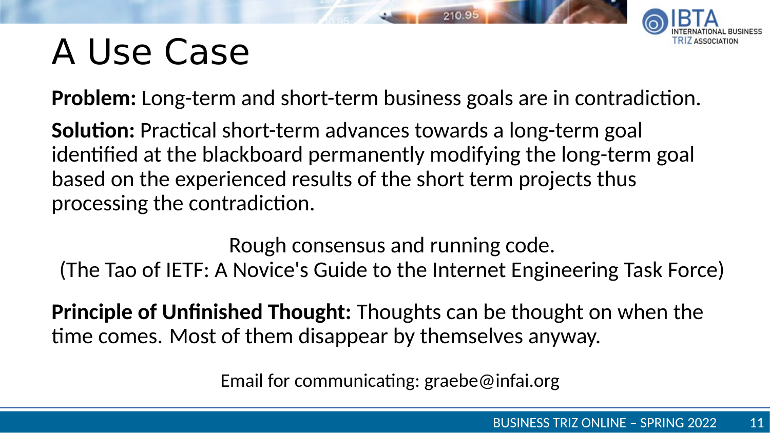# A Use Case

**Problem:** Long-term and short-term business goals are in contradiction.

**Solution:** Practical short-term advances towards a long-term goal identified at the blackboard permanently modifying the long-term goal based on the experienced results of the short term projects thus processing the contradiction.

Rough consensus and running code.
(The Tao of IETF: A Novice's Guide to the Internet Engineering Task Force)

**Principle of Unfinished Thought:** Thoughts can be thought on when the time comes. Most of them disappear by themselves anyway.

Email for communicating: graebe@infai.org